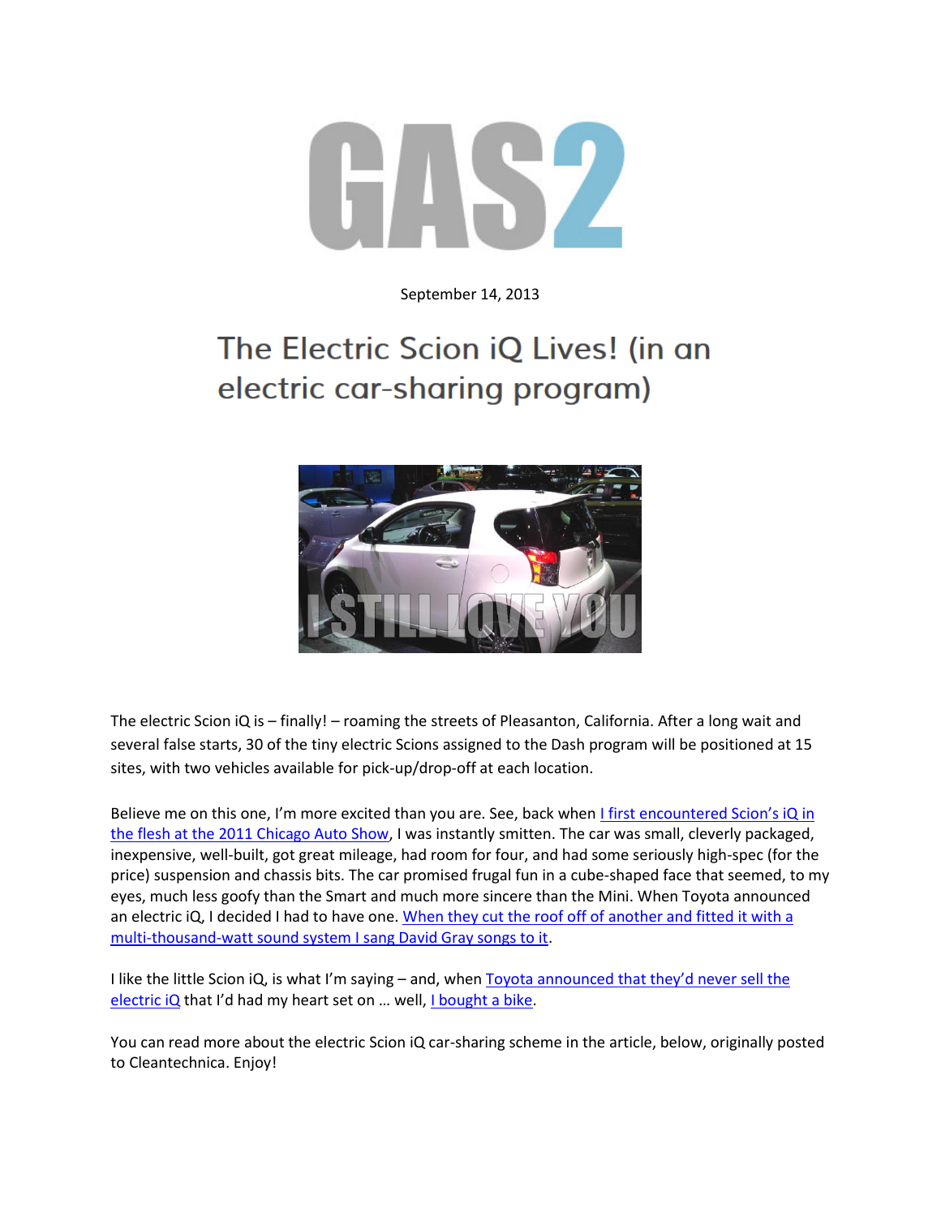GAS2

September 14, 2013

# The Electric Scion iQ Lives! (in an electric car-sharing program)

The electric Scion iQ is – finally! – roaming the streets of Pleasanton, California. After a long wait and several false starts, 30 of the tiny electric Scions assigned to the Dash program will be positioned at 15 sites, with two vehicles available for pick-up/drop-off at each location.

Believe me on this one, I'm more excited than you are. See, back when I first encountered Scion's iQ in the flesh at the 2011 Chicago Auto Show, I was instantly smitten. The car was small, cleverly packaged, inexpensive, well-built, got great mileage, had room for four, and had some seriously high-spec (for the price) suspension and chassis bits. The car promised frugal fun in a cube-shaped face that seemed, to my eyes, much less goofy than the Smart and much more sincere than the Mini. When Toyota announced an electric iQ, I decided I had to have one. When they cut the roof off of another and fitted it with a multi-thousand-watt sound system I sang David Gray songs to it.

I like the little Scion iQ, is what I'm saying – and, when Toyota announced that they'd never sell the electric iQ that I'd had my heart set on … well, I bought a bike.

You can read more about the electric Scion iQ car-sharing scheme in the article, below, originally posted to Cleantechnica. Enjoy!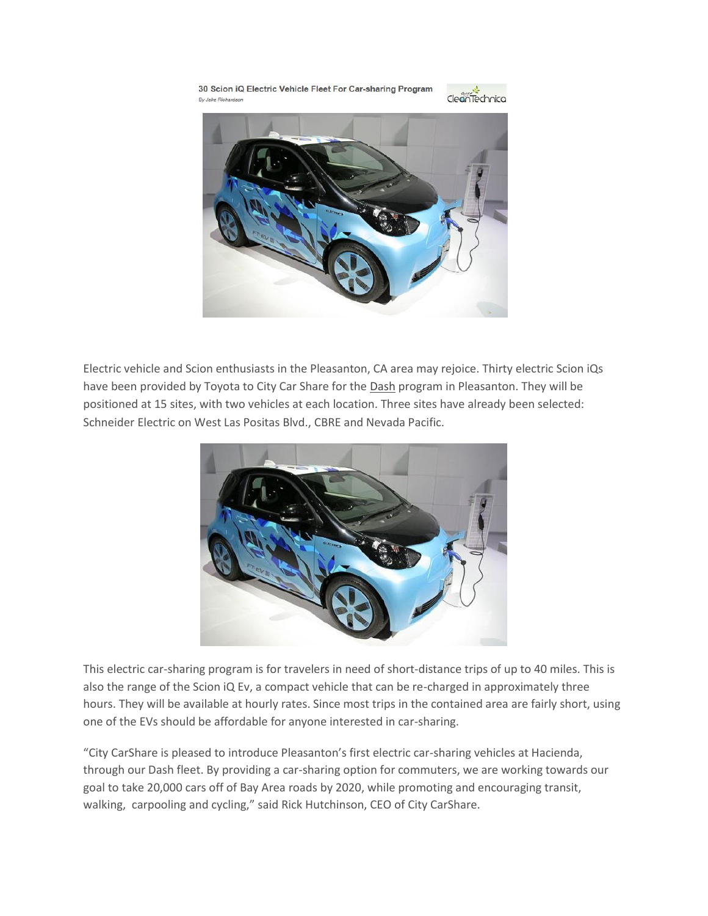30 Scion iQ Electric Vehicle Fleet For Car-sharing Program

By Jake Richardson

Electric vehicle and Scion enthusiasts in the Pleasanton, CA area may rejoice. Thirty electric Scion iQs have been provided by Toyota to City Car Share for the Dash program in Pleasanton. They will be positioned at 15 sites, with two vehicles at each location. Three sites have already been selected: Schneider Electric on West Las Positas Blvd., CBRE and Nevada Pacific.

This electric car-sharing program is for travelers in need of short-distance trips of up to 40 miles. This is also the range of the Scion iQ Ev, a compact vehicle that can be re-charged in approximately three hours. They will be available at hourly rates. Since most trips in the contained area are fairly short, using one of the EVs should be affordable for anyone interested in car-sharing.

"City CarShare is pleased to introduce Pleasanton's first electric car-sharing vehicles at Hacienda, through our Dash fleet. By providing a car-sharing option for commuters, we are working towards our goal to take 20,000 cars off of Bay Area roads by 2020, while promoting and encouraging transit, walking, carpooling and cycling," said Rick Hutchinson, CEO of City CarShare.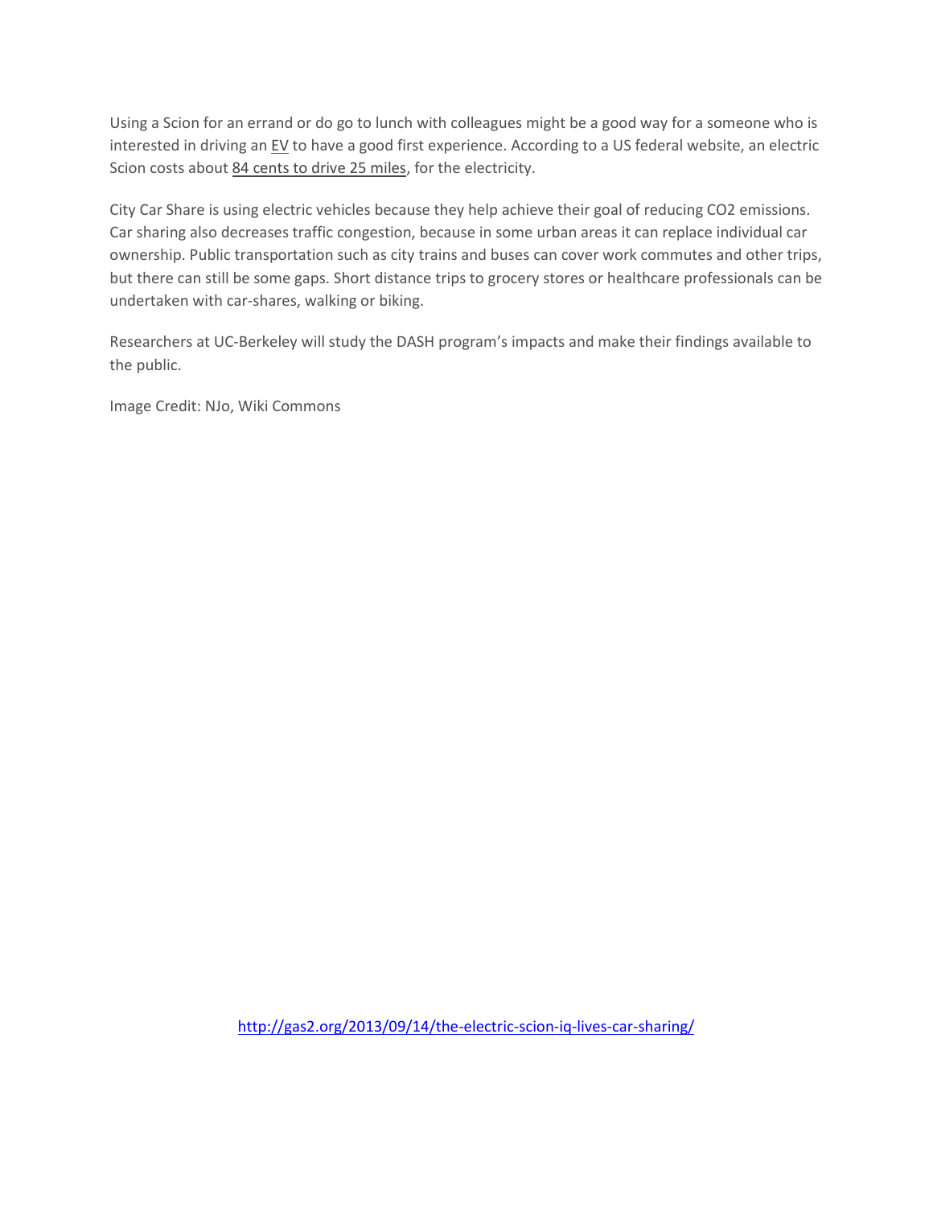Using a Scion for an errand or do go to lunch with colleagues might be a good way for a someone who is interested in driving an EV to have a good first experience. According to a US federal website, an electric Scion costs about 84 cents to drive 25 miles, for the electricity.

City Car Share is using electric vehicles because they help achieve their goal of reducing $CO_2$ emissions. Car sharing also decreases traffic congestion, because in some urban areas it can replace individual car ownership. Public transportation such as city trains and buses can cover work commutes and other trips, but there can still be some gaps. Short distance trips to grocery stores or healthcare professionals can be undertaken with car-shares, walking or biking.

Researchers at UC-Berkeley will study the DASH program's impacts and make their findings available to the public.

Image Credit: NJo, Wiki Commons

http://gas2.org/2013/09/14/the-electric-scion-iq-lives-car-sharing/